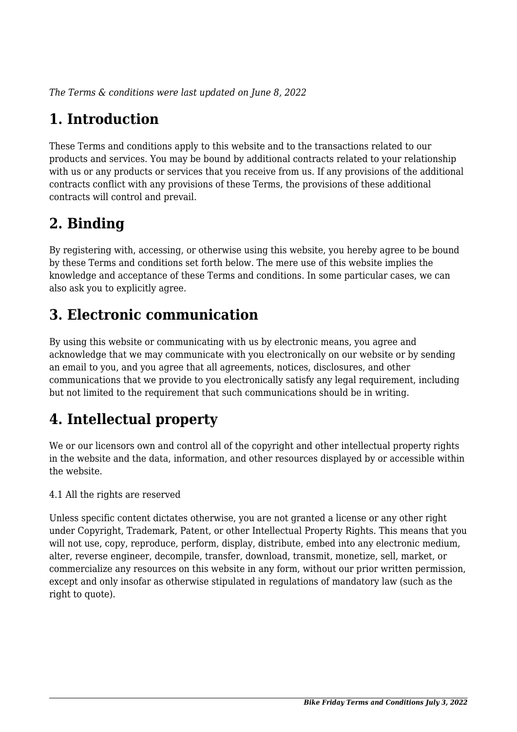*The Terms & conditions were last updated on June 8, 2022*

## 1. Introduction

These Terms and conditions apply to this website and to the transactions related to our products and services. You may be bound by additional contracts related to your relationship with us or any products or services that you receive from us. If any provisions of the additional contracts conflict with any provisions of these Terms, the provisions of these additional contracts will control and prevail.

## 2. Binding

By registering with, accessing, or otherwise using this website, you hereby agree to be bound by these Terms and conditions set forth below. The mere use of this website implies the knowledge and acceptance of these Terms and conditions. In some particular cases, we can also ask you to explicitly agree.

## 3. Electronic communication

By using this website or communicating with us by electronic means, you agree and acknowledge that we may communicate with you electronically on our website or by sending an email to you, and you agree that all agreements, notices, disclosures, and other communications that we provide to you electronically satisfy any legal requirement, including but not limited to the requirement that such communications should be in writing.

## 4. Intellectual property

We or our licensors own and control all of the copyright and other intellectual property rights in the website and the data, information, and other resources displayed by or accessible within the website.

4.1 All the rights are reserved

Unless specific content dictates otherwise, you are not granted a license or any other right under Copyright, Trademark, Patent, or other Intellectual Property Rights. This means that you will not use, copy, reproduce, perform, display, distribute, embed into any electronic medium, alter, reverse engineer, decompile, transfer, download, transmit, monetize, sell, market, or commercialize any resources on this website in any form, without our prior written permission, except and only insofar as otherwise stipulated in regulations of mandatory law (such as the right to quote).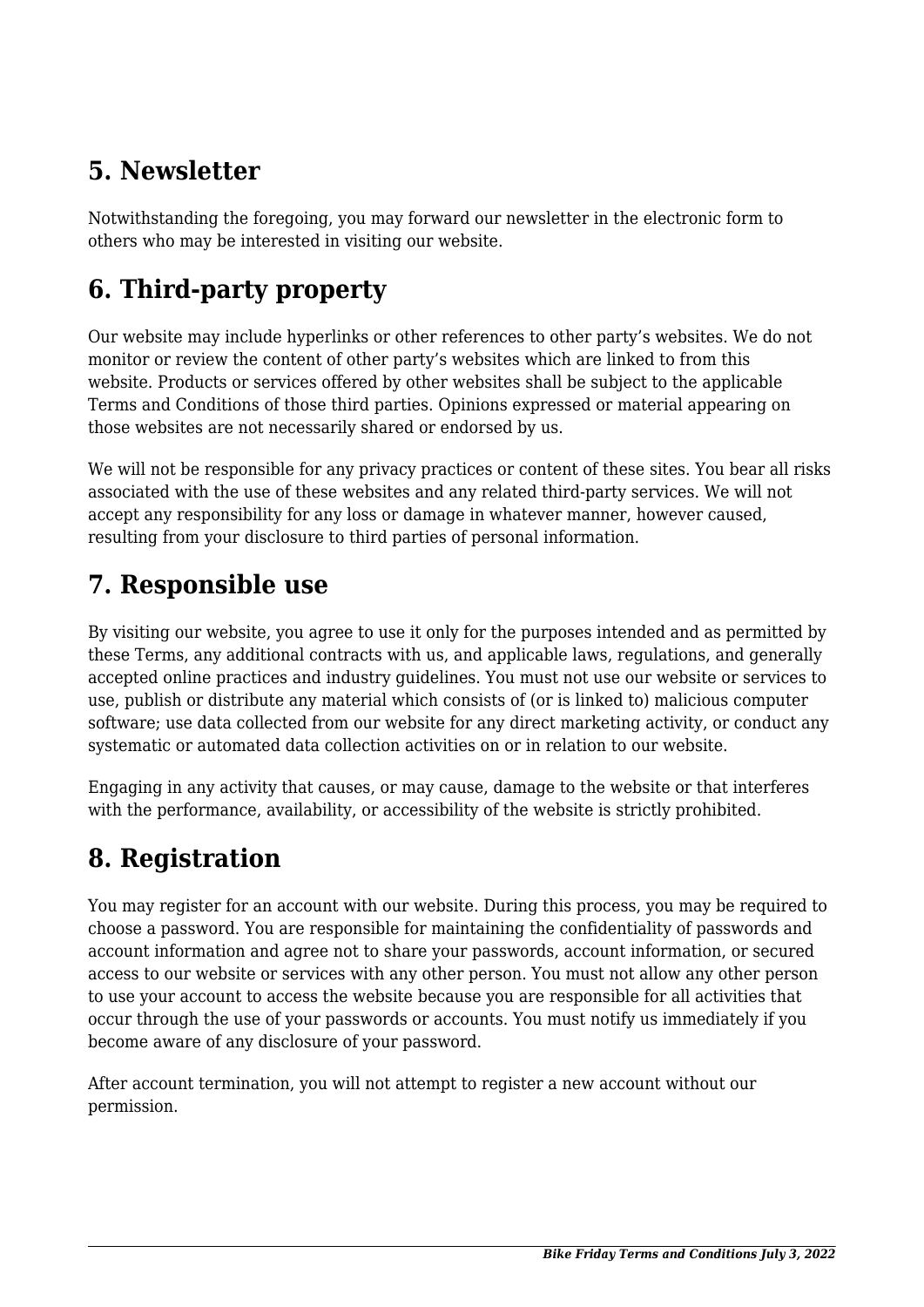## 5. Newsletter

Notwithstanding the foregoing, you may forward our newsletter in the electronic form to others who may be interested in visiting our website.

## 6. Third-party property

Our website may include hyperlinks or other references to other party's websites. We do not monitor or review the content of other party's websites which are linked to from this website. Products or services offered by other websites shall be subject to the applicable Terms and Conditions of those third parties. Opinions expressed or material appearing on those websites are not necessarily shared or endorsed by us.

We will not be responsible for any privacy practices or content of these sites. You bear all risks associated with the use of these websites and any related third-party services. We will not accept any responsibility for any loss or damage in whatever manner, however caused, resulting from your disclosure to third parties of personal information.

## 7. Responsible use

By visiting our website, you agree to use it only for the purposes intended and as permitted by these Terms, any additional contracts with us, and applicable laws, regulations, and generally accepted online practices and industry guidelines. You must not use our website or services to use, publish or distribute any material which consists of (or is linked to) malicious computer software; use data collected from our website for any direct marketing activity, or conduct any systematic or automated data collection activities on or in relation to our website.

Engaging in any activity that causes, or may cause, damage to the website or that interferes with the performance, availability, or accessibility of the website is strictly prohibited.

## 8. Registration

You may register for an account with our website. During this process, you may be required to choose a password. You are responsible for maintaining the confidentiality of passwords and account information and agree not to share your passwords, account information, or secured access to our website or services with any other person. You must not allow any other person to use your account to access the website because you are responsible for all activities that occur through the use of your passwords or accounts. You must notify us immediately if you become aware of any disclosure of your password.

After account termination, you will not attempt to register a new account without our permission.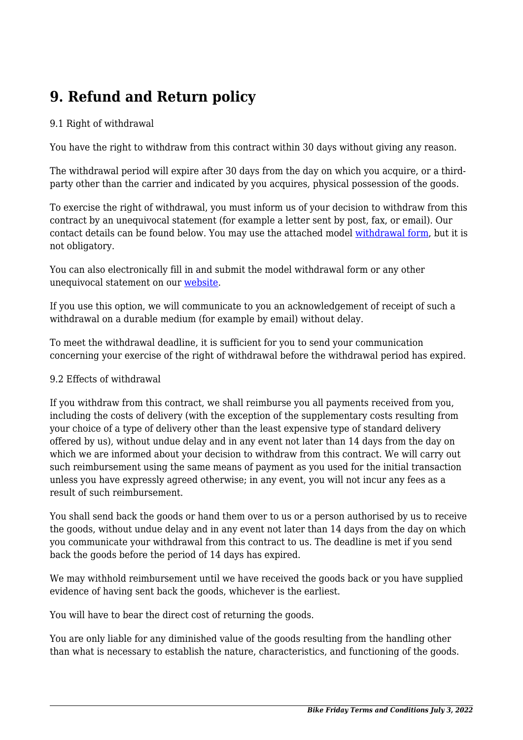## 9. Refund and Return policy

9.1 Right of withdrawal

You have the right to withdraw from this contract within 30 days without giving any reason.

The withdrawal period will expire after 30 days from the day on which you acquire, or a third-party other than the carrier and indicated by you acquires, physical possession of the goods.

To exercise the right of withdrawal, you must inform us of your decision to withdraw from this contract by an unequivocal statement (for example a letter sent by post, fax, or email). Our contact details can be found below. You may use the attached model [withdrawal form](), but it is not obligatory.

You can also electronically fill in and submit the model withdrawal form or any other unequivocal statement on our [website]().

If you use this option, we will communicate to you an acknowledgement of receipt of such a withdrawal on a durable medium (for example by email) without delay.

To meet the withdrawal deadline, it is sufficient for you to send your communication concerning your exercise of the right of withdrawal before the withdrawal period has expired.

9.2 Effects of withdrawal

If you withdraw from this contract, we shall reimburse you all payments received from you, including the costs of delivery (with the exception of the supplementary costs resulting from your choice of a type of delivery other than the least expensive type of standard delivery offered by us), without undue delay and in any event not later than 14 days from the day on which we are informed about your decision to withdraw from this contract. We will carry out such reimbursement using the same means of payment as you used for the initial transaction unless you have expressly agreed otherwise; in any event, you will not incur any fees as a result of such reimbursement.

You shall send back the goods or hand them over to us or a person authorised by us to receive the goods, without undue delay and in any event not later than 14 days from the day on which you communicate your withdrawal from this contract to us. The deadline is met if you send back the goods before the period of 14 days has expired.

We may withhold reimbursement until we have received the goods back or you have supplied evidence of having sent back the goods, whichever is the earliest.

You will have to bear the direct cost of returning the goods.

You are only liable for any diminished value of the goods resulting from the handling other than what is necessary to establish the nature, characteristics, and functioning of the goods.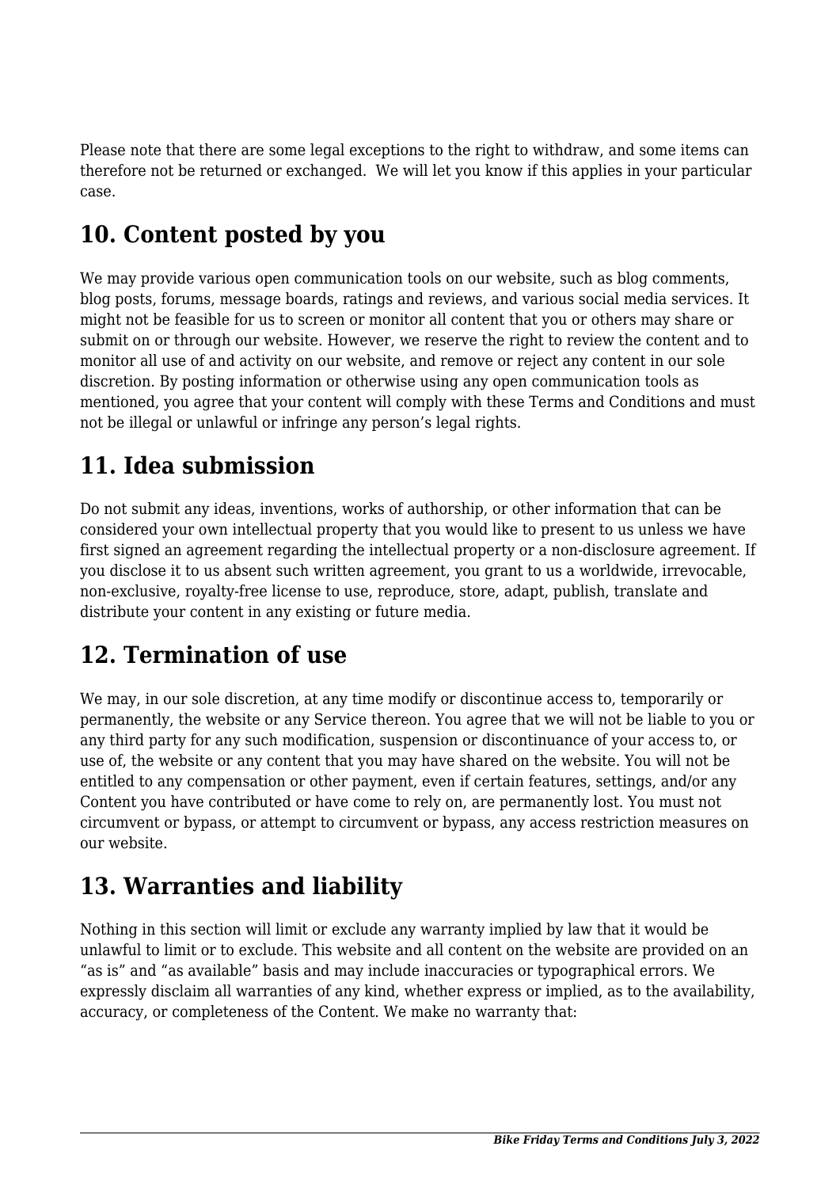Please note that there are some legal exceptions to the right to withdraw, and some items can therefore not be returned or exchanged.  We will let you know if this applies in your particular case.

## 10. Content posted by you

We may provide various open communication tools on our website, such as blog comments, blog posts, forums, message boards, ratings and reviews, and various social media services. It might not be feasible for us to screen or monitor all content that you or others may share or submit on or through our website. However, we reserve the right to review the content and to monitor all use of and activity on our website, and remove or reject any content in our sole discretion. By posting information or otherwise using any open communication tools as mentioned, you agree that your content will comply with these Terms and Conditions and must not be illegal or unlawful or infringe any person's legal rights.

## 11. Idea submission

Do not submit any ideas, inventions, works of authorship, or other information that can be considered your own intellectual property that you would like to present to us unless we have first signed an agreement regarding the intellectual property or a non-disclosure agreement. If you disclose it to us absent such written agreement, you grant to us a worldwide, irrevocable, non-exclusive, royalty-free license to use, reproduce, store, adapt, publish, translate and distribute your content in any existing or future media.

## 12. Termination of use

We may, in our sole discretion, at any time modify or discontinue access to, temporarily or permanently, the website or any Service thereon. You agree that we will not be liable to you or any third party for any such modification, suspension or discontinuance of your access to, or use of, the website or any content that you may have shared on the website. You will not be entitled to any compensation or other payment, even if certain features, settings, and/or any Content you have contributed or have come to rely on, are permanently lost. You must not circumvent or bypass, or attempt to circumvent or bypass, any access restriction measures on our website.

## 13. Warranties and liability

Nothing in this section will limit or exclude any warranty implied by law that it would be unlawful to limit or to exclude. This website and all content on the website are provided on an "as is" and "as available" basis and may include inaccuracies or typographical errors. We expressly disclaim all warranties of any kind, whether express or implied, as to the availability, accuracy, or completeness of the Content. We make no warranty that: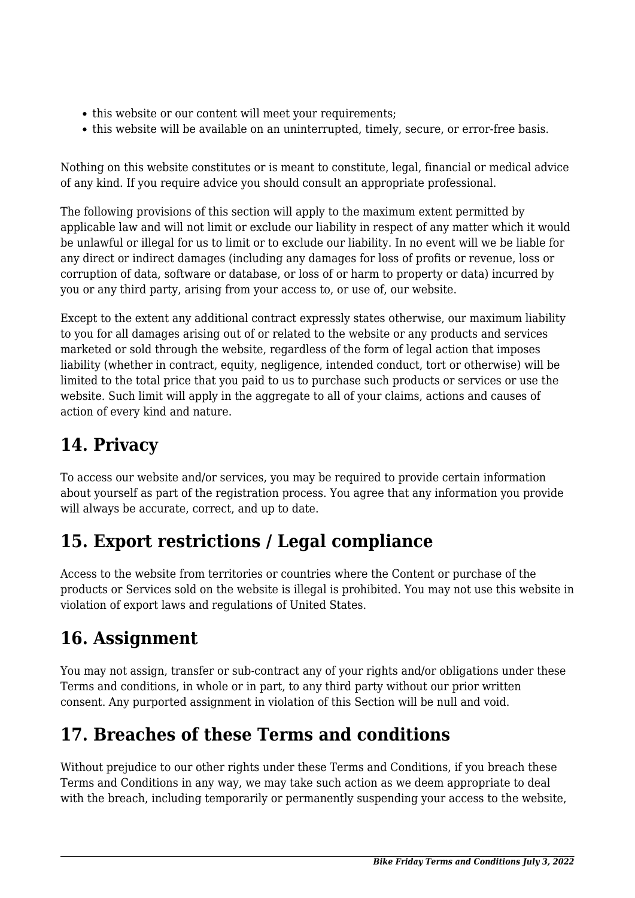- this website or our content will meet your requirements;
- this website will be available on an uninterrupted, timely, secure, or error-free basis.

Nothing on this website constitutes or is meant to constitute, legal, financial or medical advice of any kind. If you require advice you should consult an appropriate professional.

The following provisions of this section will apply to the maximum extent permitted by applicable law and will not limit or exclude our liability in respect of any matter which it would be unlawful or illegal for us to limit or to exclude our liability. In no event will we be liable for any direct or indirect damages (including any damages for loss of profits or revenue, loss or corruption of data, software or database, or loss of or harm to property or data) incurred by you or any third party, arising from your access to, or use of, our website.

Except to the extent any additional contract expressly states otherwise, our maximum liability to you for all damages arising out of or related to the website or any products and services marketed or sold through the website, regardless of the form of legal action that imposes liability (whether in contract, equity, negligence, intended conduct, tort or otherwise) will be limited to the total price that you paid to us to purchase such products or services or use the website. Such limit will apply in the aggregate to all of your claims, actions and causes of action of every kind and nature.

## 14. Privacy

To access our website and/or services, you may be required to provide certain information about yourself as part of the registration process. You agree that any information you provide will always be accurate, correct, and up to date.

## 15. Export restrictions / Legal compliance

Access to the website from territories or countries where the Content or purchase of the products or Services sold on the website is illegal is prohibited. You may not use this website in violation of export laws and regulations of United States.

## 16. Assignment

You may not assign, transfer or sub-contract any of your rights and/or obligations under these Terms and conditions, in whole or in part, to any third party without our prior written consent. Any purported assignment in violation of this Section will be null and void.

## 17. Breaches of these Terms and conditions

Without prejudice to our other rights under these Terms and Conditions, if you breach these Terms and Conditions in any way, we may take such action as we deem appropriate to deal with the breach, including temporarily or permanently suspending your access to the website,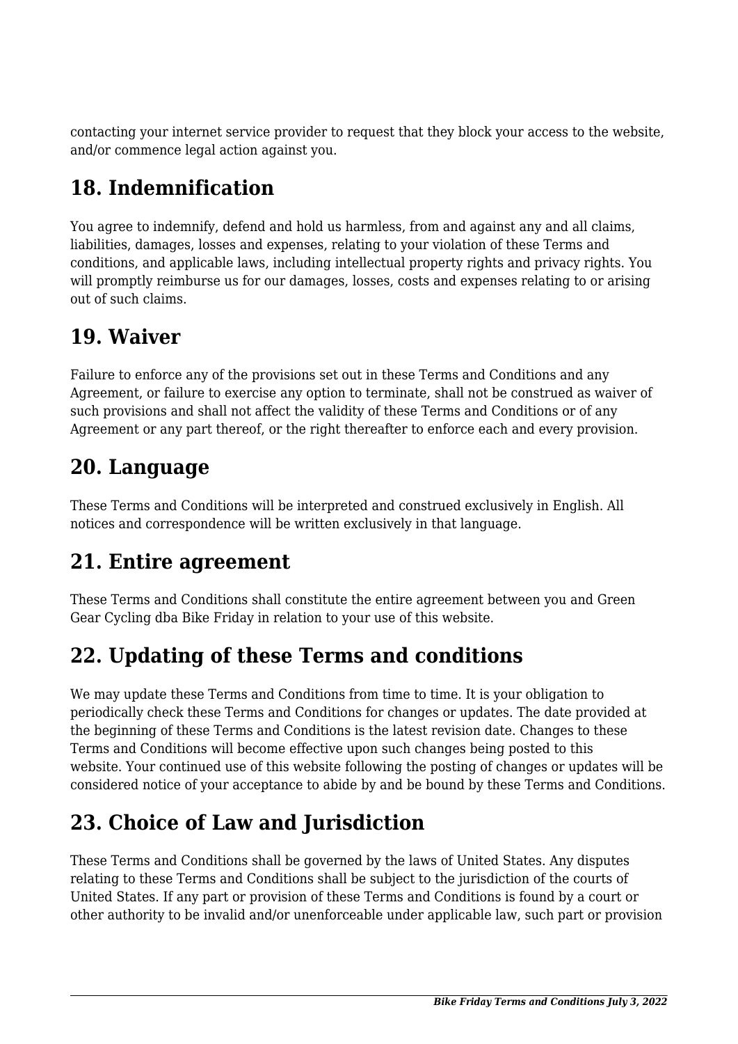contacting your internet service provider to request that they block your access to the website, and/or commence legal action against you.

## 18. Indemnification

You agree to indemnify, defend and hold us harmless, from and against any and all claims, liabilities, damages, losses and expenses, relating to your violation of these Terms and conditions, and applicable laws, including intellectual property rights and privacy rights. You will promptly reimburse us for our damages, losses, costs and expenses relating to or arising out of such claims.

## 19. Waiver

Failure to enforce any of the provisions set out in these Terms and Conditions and any Agreement, or failure to exercise any option to terminate, shall not be construed as waiver of such provisions and shall not affect the validity of these Terms and Conditions or of any Agreement or any part thereof, or the right thereafter to enforce each and every provision.

## 20. Language

These Terms and Conditions will be interpreted and construed exclusively in English. All notices and correspondence will be written exclusively in that language.

## 21. Entire agreement

These Terms and Conditions shall constitute the entire agreement between you and Green Gear Cycling dba Bike Friday in relation to your use of this website.

## 22. Updating of these Terms and conditions

We may update these Terms and Conditions from time to time. It is your obligation to periodically check these Terms and Conditions for changes or updates. The date provided at the beginning of these Terms and Conditions is the latest revision date. Changes to these Terms and Conditions will become effective upon such changes being posted to this website. Your continued use of this website following the posting of changes or updates will be considered notice of your acceptance to abide by and be bound by these Terms and Conditions.

## 23. Choice of Law and Jurisdiction

These Terms and Conditions shall be governed by the laws of United States. Any disputes relating to these Terms and Conditions shall be subject to the jurisdiction of the courts of United States. If any part or provision of these Terms and Conditions is found by a court or other authority to be invalid and/or unenforceable under applicable law, such part or provision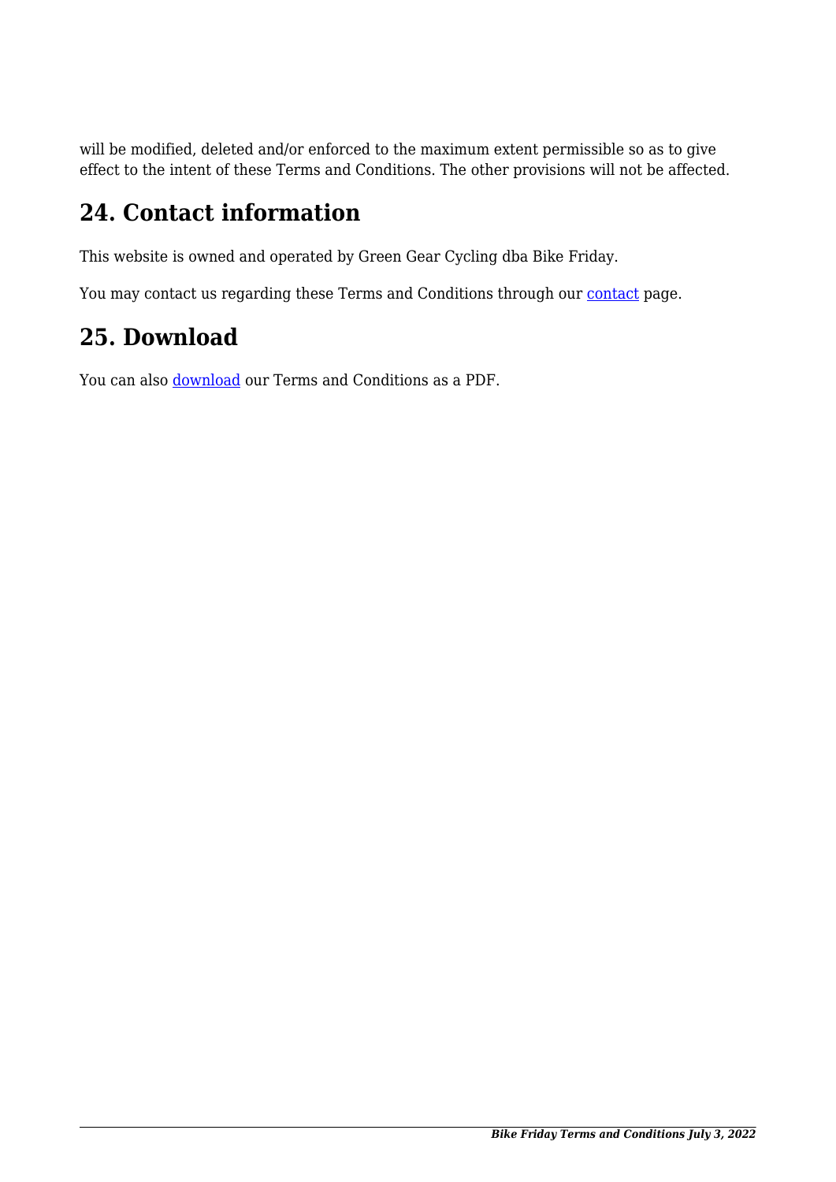will be modified, deleted and/or enforced to the maximum extent permissible so as to give effect to the intent of these Terms and Conditions. The other provisions will not be affected.

## 24. Contact information

This website is owned and operated by Green Gear Cycling dba Bike Friday.

You may contact us regarding these Terms and Conditions through our contact page.

## 25. Download

You can also download our Terms and Conditions as a PDF.